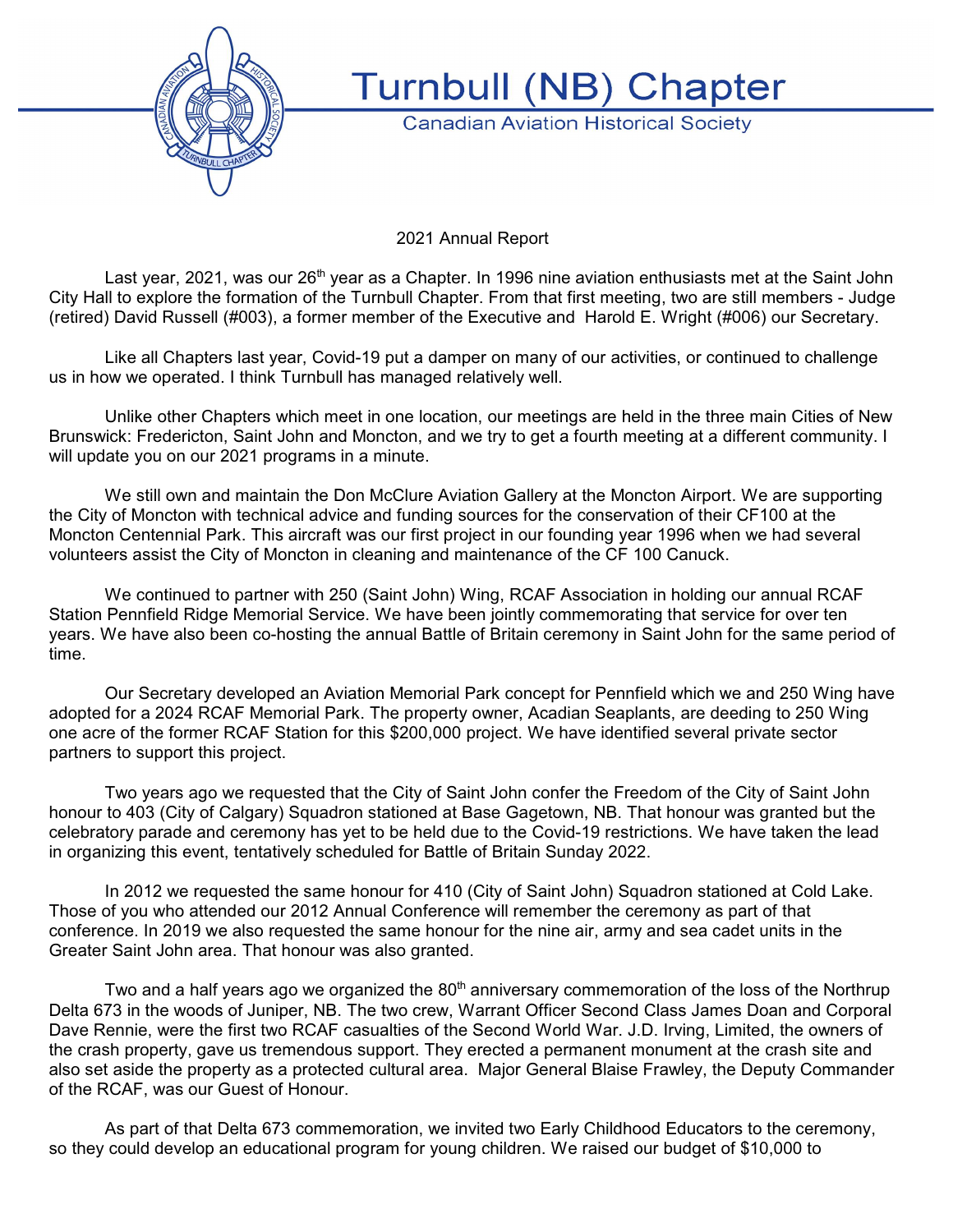# Turnbull (NB) Chapter

Canadian Aviation Historical Society

2021 Annual Report

Last year, 2021, was our 26th year as a Chapter. In 1996 nine aviation enthusiasts met at the Saint John City Hall to explore the formation of the Turnbull Chapter. From that first meeting, two are still members - Judge (retired) David Russell (#003), a former member of the Executive and Harold E. Wright (#006) our Secretary.

Like all Chapters last year, Covid-19 put a damper on many of our activities, or continued to challenge us in how we operated. I think Turnbull has managed relatively well.

Unlike other Chapters which meet in one location, our meetings are held in the three main Cities of New Brunswick: Fredericton, Saint John and Moncton, and we try to get a fourth meeting at a different community. I will update you on our 2021 programs in a minute.

We still own and maintain the Don McClure Aviation Gallery at the Moncton Airport. We are supporting the City of Moncton with technical advice and funding sources for the conservation of their CF100 at the Moncton Centennial Park. This aircraft was our first project in our founding year 1996 when we had several volunteers assist the City of Moncton in cleaning and maintenance of the CF 100 Canuck.

We continued to partner with 250 (Saint John) Wing, RCAF Association in holding our annual RCAF Station Pennfield Ridge Memorial Service. We have been jointly commemorating that service for over ten years. We have also been co-hosting the annual Battle of Britain ceremony in Saint John for the same period of time.

Our Secretary developed an Aviation Memorial Park concept for Pennfield which we and 250 Wing have adopted for a 2024 RCAF Memorial Park. The property owner, Acadian Seaplants, are deeding to 250 Wing one acre of the former RCAF Station for this $200,000 project. We have identified several private sector partners to support this project.

Two years ago we requested that the City of Saint John confer the Freedom of the City of Saint John honour to 403 (City of Calgary) Squadron stationed at Base Gagetown, NB. That honour was granted but the celebratory parade and ceremony has yet to be held due to the Covid-19 restrictions. We have taken the lead in organizing this event, tentatively scheduled for Battle of Britain Sunday 2022.

In 2012 we requested the same honour for 410 (City of Saint John) Squadron stationed at Cold Lake. Those of you who attended our 2012 Annual Conference will remember the ceremony as part of that conference. In 2019 we also requested the same honour for the nine air, army and sea cadet units in the Greater Saint John area. That honour was also granted.

Two and a half years ago we organized the 80th anniversary commemoration of the loss of the Northrup Delta 673 in the woods of Juniper, NB. The two crew, Warrant Officer Second Class James Doan and Corporal Dave Rennie, were the first two RCAF casualties of the Second World War. J.D. Irving, Limited, the owners of the crash property, gave us tremendous support. They erected a permanent monument at the crash site and also set aside the property as a protected cultural area. Major General Blaise Frawley, the Deputy Commander of the RCAF, was our Guest of Honour.

As part of that Delta 673 commemoration, we invited two Early Childhood Educators to the ceremony, so they could develop an educational program for young children. We raised our budget of $10,000 to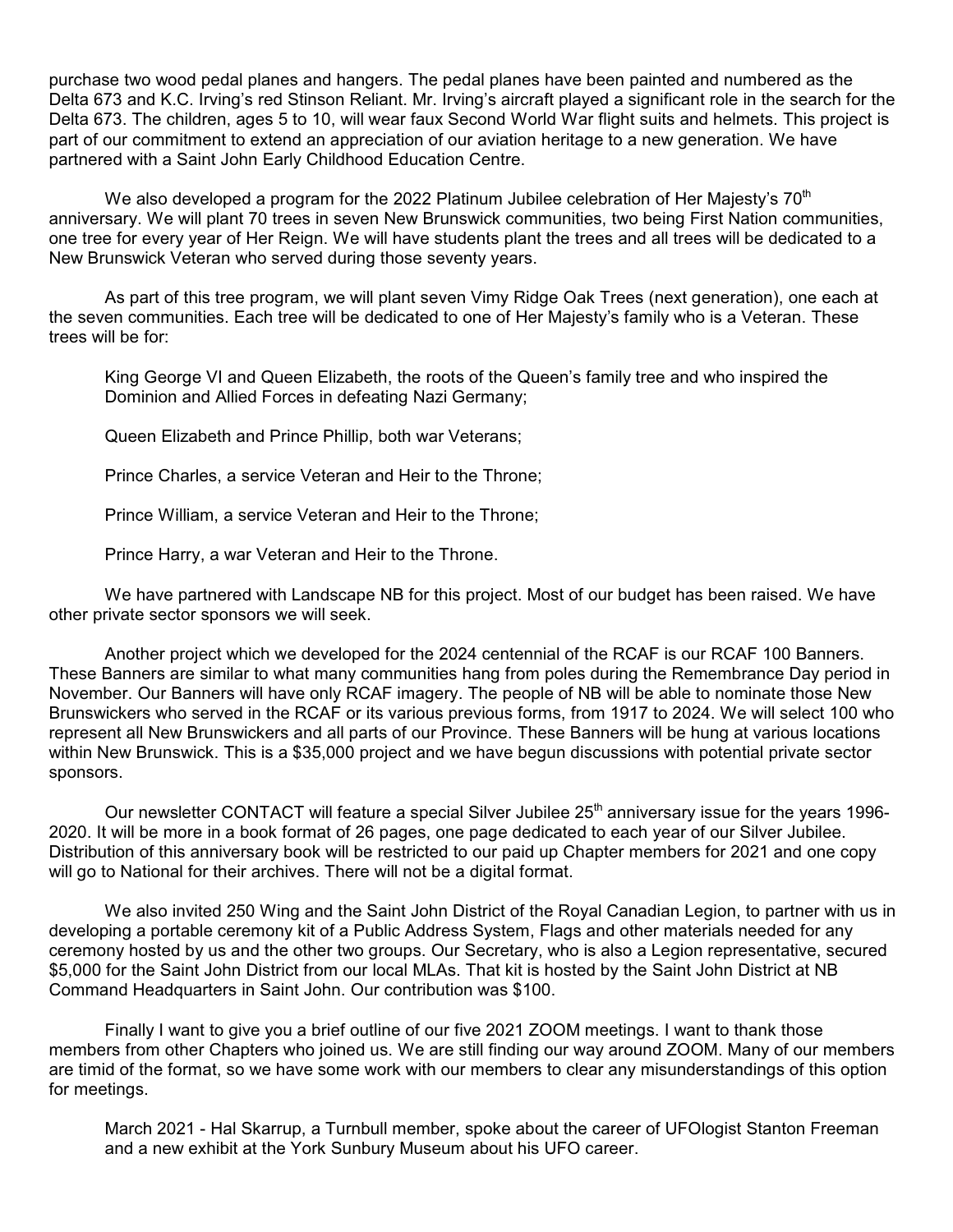purchase two wood pedal planes and hangers. The pedal planes have been painted and numbered as the Delta 673 and K.C. Irving's red Stinson Reliant. Mr. Irving's aircraft played a significant role in the search for the Delta 673. The children, ages 5 to 10, will wear faux Second World War flight suits and helmets. This project is part of our commitment to extend an appreciation of our aviation heritage to a new generation. We have partnered with a Saint John Early Childhood Education Centre.

We also developed a program for the 2022 Platinum Jubilee celebration of Her Majesty's 70th anniversary. We will plant 70 trees in seven New Brunswick communities, two being First Nation communities, one tree for every year of Her Reign. We will have students plant the trees and all trees will be dedicated to a New Brunswick Veteran who served during those seventy years.

As part of this tree program, we will plant seven Vimy Ridge Oak Trees (next generation), one each at the seven communities. Each tree will be dedicated to one of Her Majesty's family who is a Veteran. These trees will be for:

King George VI and Queen Elizabeth, the roots of the Queen's family tree and who inspired the Dominion and Allied Forces in defeating Nazi Germany;

Queen Elizabeth and Prince Phillip, both war Veterans;

Prince Charles, a service Veteran and Heir to the Throne;

Prince William, a service Veteran and Heir to the Throne;

Prince Harry, a war Veteran and Heir to the Throne.

We have partnered with Landscape NB for this project. Most of our budget has been raised. We have other private sector sponsors we will seek.

Another project which we developed for the 2024 centennial of the RCAF is our RCAF 100 Banners. These Banners are similar to what many communities hang from poles during the Remembrance Day period in November. Our Banners will have only RCAF imagery. The people of NB will be able to nominate those New Brunswickers who served in the RCAF or its various previous forms, from 1917 to 2024. We will select 100 who represent all New Brunswickers and all parts of our Province. These Banners will be hung at various locations within New Brunswick. This is a $35,000 project and we have begun discussions with potential private sector sponsors.

Our newsletter CONTACT will feature a special Silver Jubilee 25th anniversary issue for the years 1996-2020. It will be more in a book format of 26 pages, one page dedicated to each year of our Silver Jubilee. Distribution of this anniversary book will be restricted to our paid up Chapter members for 2021 and one copy will go to National for their archives. There will not be a digital format.

We also invited 250 Wing and the Saint John District of the Royal Canadian Legion, to partner with us in developing a portable ceremony kit of a Public Address System, Flags and other materials needed for any ceremony hosted by us and the other two groups. Our Secretary, who is also a Legion representative, secured $5,000 for the Saint John District from our local MLAs. That kit is hosted by the Saint John District at NB Command Headquarters in Saint John. Our contribution was $100.

Finally I want to give you a brief outline of our five 2021 ZOOM meetings. I want to thank those members from other Chapters who joined us. We are still finding our way around ZOOM. Many of our members are timid of the format, so we have some work with our members to clear any misunderstandings of this option for meetings.

March 2021 - Hal Skarrup, a Turnbull member, spoke about the career of UFOlogist Stanton Freeman and a new exhibit at the York Sunbury Museum about his UFO career.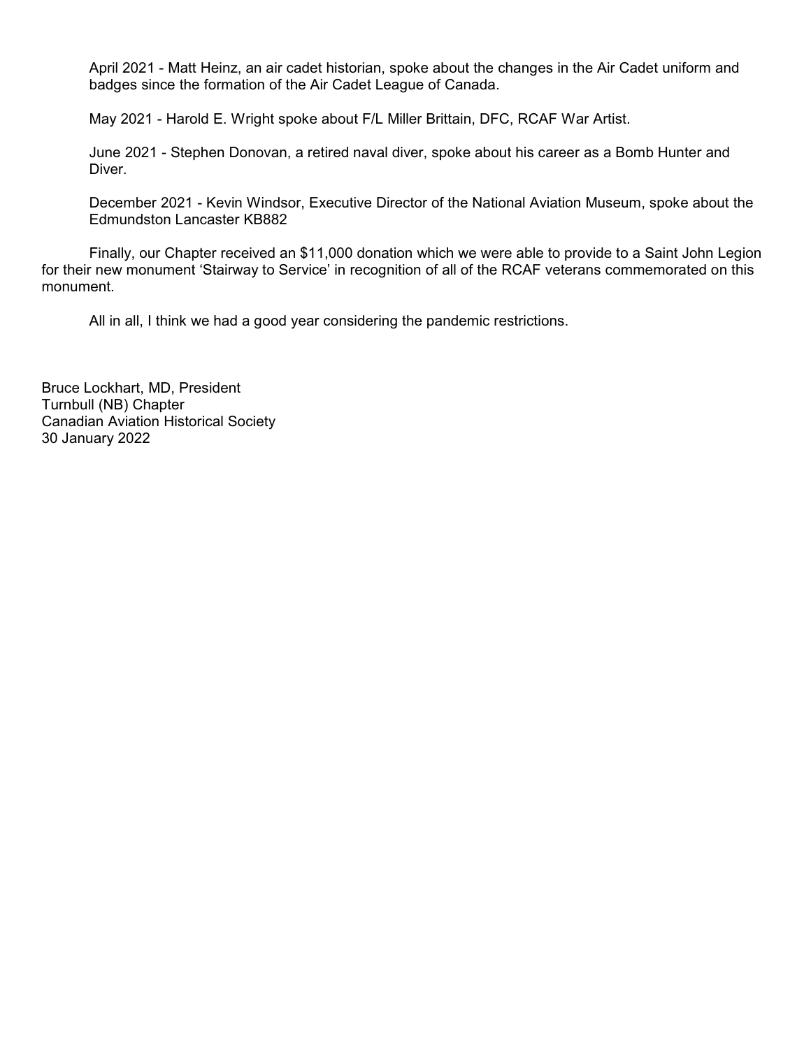April 2021 - Matt Heinz, an air cadet historian, spoke about the changes in the Air Cadet uniform and badges since the formation of the Air Cadet League of Canada.

May 2021 - Harold E. Wright spoke about F/L Miller Brittain, DFC, RCAF War Artist.

June 2021 - Stephen Donovan, a retired naval diver, spoke about his career as a Bomb Hunter and Diver.

December 2021 - Kevin Windsor, Executive Director of the National Aviation Museum, spoke about the Edmundston Lancaster KB882

Finally, our Chapter received an $11,000 donation which we were able to provide to a Saint John Legion for their new monument 'Stairway to Service' in recognition of all of the RCAF veterans commemorated on this monument.

All in all, I think we had a good year considering the pandemic restrictions.

Bruce Lockhart, MD, President  
Turnbull (NB) Chapter  
Canadian Aviation Historical Society  
30 January 2022